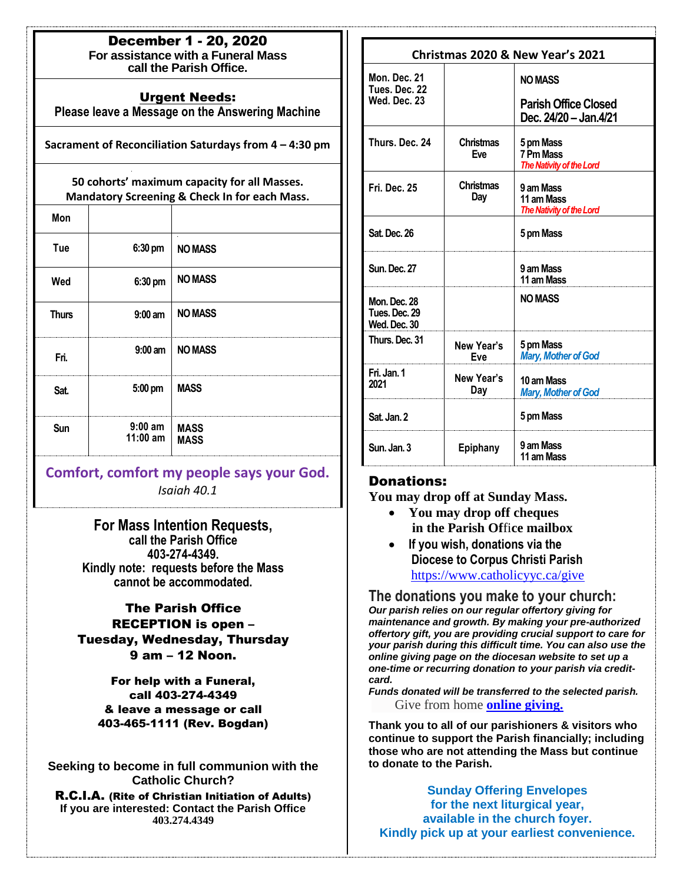## December 1 - 20, 2020

**For assistance with a Funeral Mass call the Parish Office.**

**Urgent Needs:**
**Please leave a Message on the Answering Machine**

**Sacrament of Reconciliation Saturdays from 4 – 4:30 pm**

**50 cohorts' maximum capacity for all Masses. Mandatory Screening & Check In for each Mass.**

| Day | Time | |
|---|---|---|
| Mon | | |
| Tue | 6:30 pm | NO MASS |
| Wed | 6:30 pm | NO MASS |
| Thurs | 9:00 am | NO MASS |
| Fri. | 9:00 am | NO MASS |
| Sat. | 5:00 pm | MASS |
| Sun | 9:00 am<br>11:00 am | MASS<br>MASS |

**Comfort, comfort my people says your God.**
*Isaiah 40.1*

**For Mass Intention Requests, call the Parish Office 403-274-4349.**
**Kindly note: requests before the Mass cannot be accommodated.**

**The Parish Office RECEPTION is open – Tuesday, Wednesday, Thursday 9 am – 12 Noon.**

**For help with a Funeral, call 403-274-4349 & leave a message or call 403-465-1111 (Rev. Bogdan)**

**Seeking to become in full communion with the Catholic Church?**
**R.C.I.A. (Rite of Christian Initiation of Adults)**
**If you are interested: Contact the Parish Office**
**403.274.4349**

## Christmas 2020 & New Year's 2021

| Date | | |
|---|---|---|
| Mon. Dec. 21<br>Tues. Dec. 22<br>Wed. Dec. 23 | | NO MASS<br>Parish Office Closed Dec. 24/20 – Jan.4/21 |
| Thurs. Dec. 24 | Christmas Eve | 5 pm Mass<br>7 Pm Mass<br>*The Nativity of the Lord* |
| Fri. Dec. 25 | Christmas Day | 9 am Mass<br>11 am Mass<br>*The Nativity of the Lord* |
| Sat. Dec. 26 | | 5 pm Mass |
| Sun. Dec. 27 | | 9 am Mass<br>11 am Mass |
| Mon. Dec. 28<br>Tues. Dec. 29<br>Wed. Dec. 30 | | NO MASS |
| Thurs. Dec. 31 | New Year's Eve | 5 pm Mass<br>*Mary, Mother of God* |
| Fri. Jan. 1 2021 | New Year's Day | 10 am Mass<br>*Mary, Mother of God* |
| Sat. Jan. 2 | | 5 pm Mass |
| Sun. Jan. 3 | Epiphany | 9 am Mass<br>11 am Mass |

### Donations:

**You may drop off at Sunday Mass.**

- **You may drop off cheques in the Parish Office mailbox**
- **If you wish, donations via the Diocese to Corpus Christi Parish** https://www.catholicyyc.ca/give

### The donations you make to your church:

***Our parish relies on our regular offertory giving for maintenance and growth. By making your pre-authorized offertory gift, you are providing crucial support to care for your parish during this difficult time. You can also use the online giving page on the diocesan website to set up a one-time or recurring donation to your parish via credit-card.***
***Funds donated will be transferred to the selected parish.***

Give from home **online giving.**

**Thank you to all of our parishioners & visitors who continue to support the Parish financially; including those who are not attending the Mass but continue to donate to the Parish.**

**Sunday Offering Envelopes for the next liturgical year, available in the church foyer. Kindly pick up at your earliest convenience.**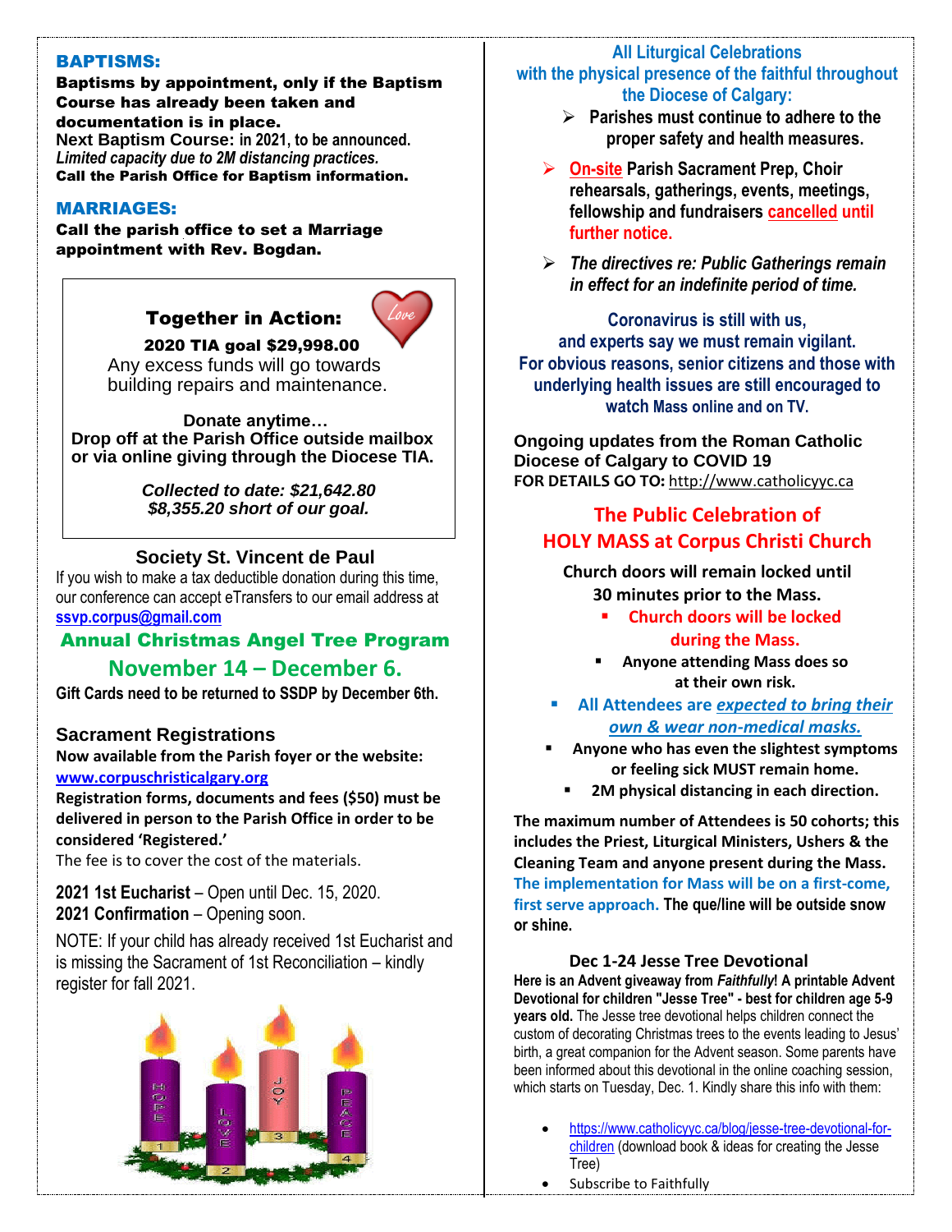## BAPTISMS:

**Baptisms by appointment, only if the Baptism Course has already been taken and documentation is in place.**
**Next Baptism Course:** in 2021, to be announced.
*Limited capacity due to 2M distancing practices.*
**Call the Parish Office for Baptism information.**

## MARRIAGES:

**Call the parish office to set a Marriage appointment with Rev. Bogdan.**

### Together in Action:

Love

**2020 TIA goal $29,998.00**
Any excess funds will go towards building repairs and maintenance.

**Donate anytime…**
**Drop off at the Parish Office outside mailbox or via online giving through the Diocese TIA.**

***Collected to date: $21,642.80***
***$8,355.20 short of our goal.***

### Society St. Vincent de Paul

If you wish to make a tax deductible donation during this time, our conference can accept eTransfers to our email address at **ssvp.corpus@gmail.com**

### Annual Christmas Angel Tree Program

### November 14 – December 6.

**Gift Cards need to be returned to SSDP by December 6th.**

### Sacrament Registrations

**Now available from the Parish foyer or the website: www.corpuschristicalgary.org**
**Registration forms, documents and fees ($50) must be delivered in person to the Parish Office in order to be considered 'Registered.'**
The fee is to cover the cost of the materials.

**2021 1st Eucharist** – Open until Dec. 15, 2020.
**2021 Confirmation** – Opening soon.

NOTE: If your child has already received 1st Eucharist and is missing the Sacrament of 1st Reconciliation – kindly register for fall 2021.

HOPE 1 LOVE 2 JOY 3 PEACE 4

### All Liturgical Celebrations with the physical presence of the faithful throughout the Diocese of Calgary:

- **Parishes must continue to adhere to the proper safety and health measures.**
- **On-site Parish Sacrament Prep, Choir rehearsals, gatherings, events, meetings, fellowship and fundraisers cancelled until further notice.**
- ***The directives re: Public Gatherings remain in effect for an indefinite period of time.***

**Coronavirus is still with us, and experts say we must remain vigilant. For obvious reasons, senior citizens and those with underlying health issues are still encouraged to watch Mass online and on TV.**

**Ongoing updates from the Roman Catholic Diocese of Calgary to COVID 19**
**FOR DETAILS GO TO:** http://www.catholicyyc.ca

## The Public Celebration of HOLY MASS at Corpus Christi Church

**Church doors will remain locked until 30 minutes prior to the Mass.**

- **Church doors will be locked during the Mass.**
- **Anyone attending Mass does so at their own risk.**
- **All Attendees are *expected to bring their own & wear non-medical masks.***
- **Anyone who has even the slightest symptoms or feeling sick MUST remain home.**
- **2M physical distancing in each direction.**

**The maximum number of Attendees is 50 cohorts; this includes the Priest, Liturgical Ministers, Ushers & the Cleaning Team and anyone present during the Mass. The implementation for Mass will be on a first-come, first serve approach. The que/line will be outside snow or shine.**

### Dec 1-24 Jesse Tree Devotional

**Here is an Advent giveaway from *Faithfully*! A printable Advent Devotional for children "Jesse Tree" - best for children age 5-9 years old.** The Jesse tree devotional helps children connect the custom of decorating Christmas trees to the events leading to Jesus' birth, a great companion for the Advent season. Some parents have been informed about this devotional in the online coaching session, which starts on Tuesday, Dec. 1. Kindly share this info with them:

- https://www.catholicyyc.ca/blog/jesse-tree-devotional-for-children (download book & ideas for creating the Jesse Tree)
- Subscribe to Faithfully